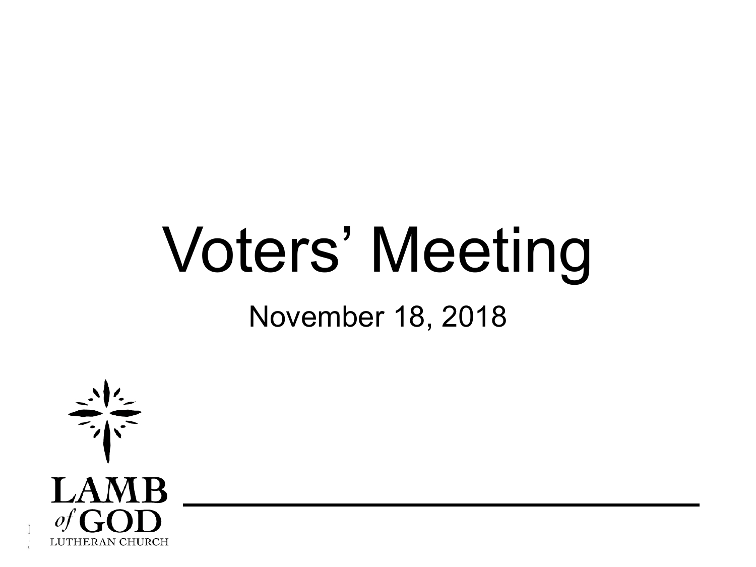# Voters' Meeting

November 18, 2018

LAMB *of* GOD

LUTHERAN CHURCH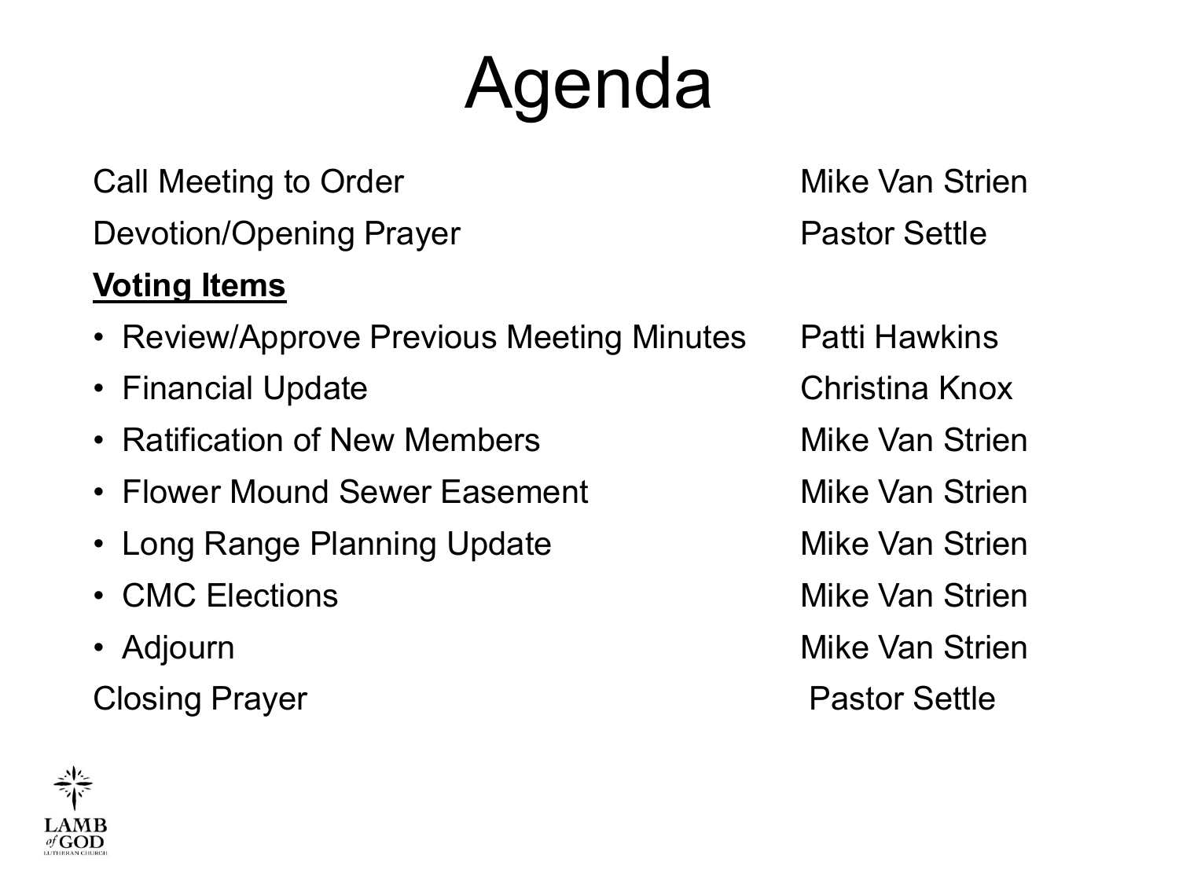# Agenda

| | |
|---|---|
| Call Meeting to Order | Mike Van Strien |
| Devotion/Opening Prayer | Pastor Settle |
| **<u>Voting Items</u>** | |
| • Review/Approve Previous Meeting Minutes | Patti Hawkins |
| • Financial Update | Christina Knox |
| • Ratification of New Members | Mike Van Strien |
| • Flower Mound Sewer Easement | Mike Van Strien |
| • Long Range Planning Update | Mike Van Strien |
| • CMC Elections | Mike Van Strien |
| • Adjourn | Mike Van Strien |
| Closing Prayer | Pastor Settle |

LAMB of GOD LUTHERAN CHURCH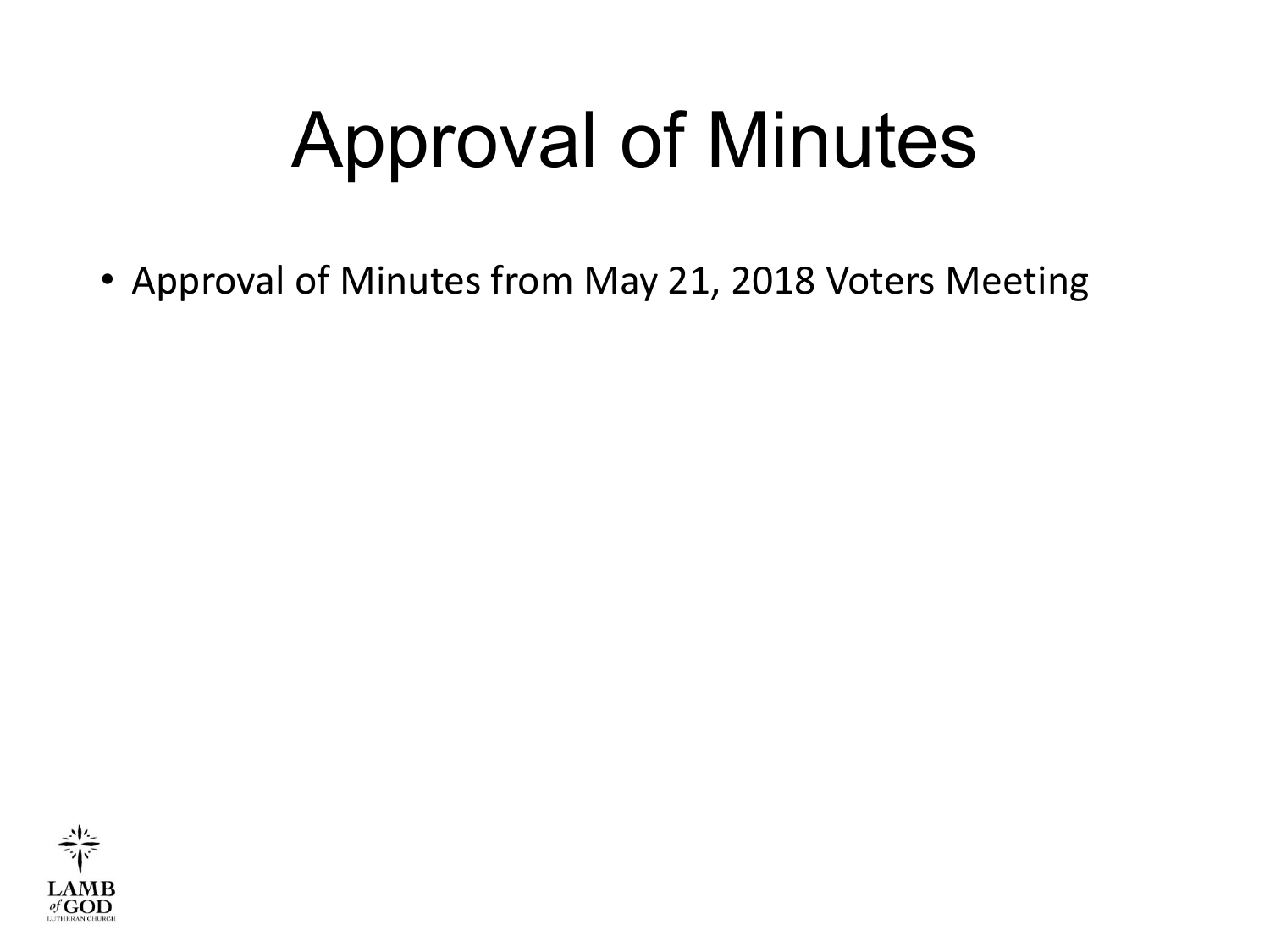# Approval of Minutes

- Approval of Minutes from May 21, 2018 Voters Meeting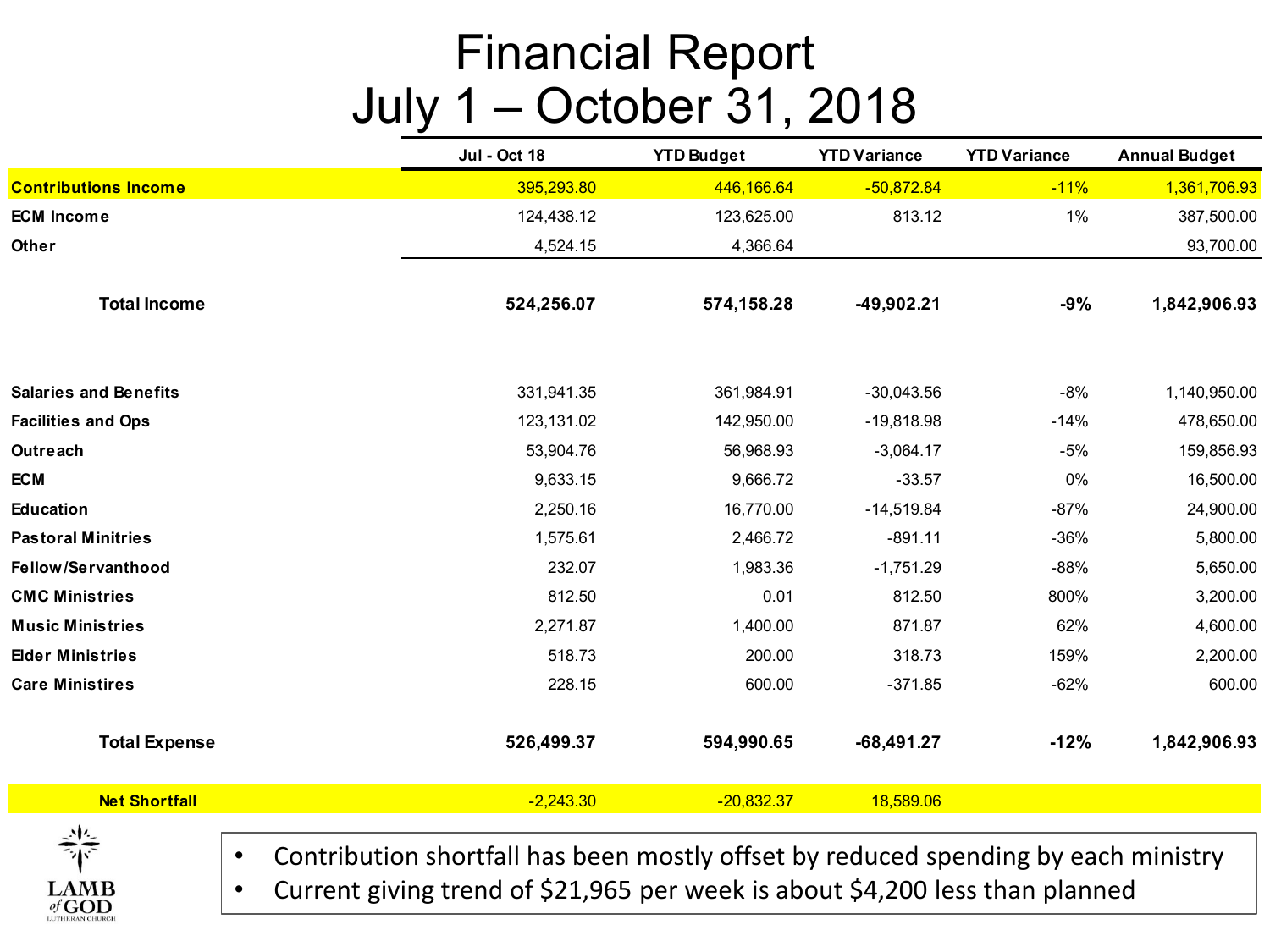# Financial Report
## July 1 – October 31, 2018

| | Jul - Oct 18 | YTD Budget | YTD Variance | YTD Variance | Annual Budget |
|---|---|---|---|---|---|
| **Contributions Income** | 395,293.80 | 446,166.64 | -50,872.84 | -11% | 1,361,706.93 |
| **ECM Income** | 124,438.12 | 123,625.00 | 813.12 | 1% | 387,500.00 |
| **Other** | 4,524.15 | 4,366.64 | | | 93,700.00 |
| **Total Income** | **524,256.07** | **574,158.28** | **-49,902.21** | **-9%** | **1,842,906.93** |
| **Salaries and Benefits** | 331,941.35 | 361,984.91 | -30,043.56 | -8% | 1,140,950.00 |
| **Facilities and Ops** | 123,131.02 | 142,950.00 | -19,818.98 | -14% | 478,650.00 |
| **Outreach** | 53,904.76 | 56,968.93 | -3,064.17 | -5% | 159,856.93 |
| **ECM** | 9,633.15 | 9,666.72 | -33.57 | 0% | 16,500.00 |
| **Education** | 2,250.16 | 16,770.00 | -14,519.84 | -87% | 24,900.00 |
| **Pastoral Minitries** | 1,575.61 | 2,466.72 | -891.11 | -36% | 5,800.00 |
| **Fellow/Servanthood** | 232.07 | 1,983.36 | -1,751.29 | -88% | 5,650.00 |
| **CMC Ministries** | 812.50 | 0.01 | 812.50 | 800% | 3,200.00 |
| **Music Ministries** | 2,271.87 | 1,400.00 | 871.87 | 62% | 4,600.00 |
| **Elder Ministries** | 518.73 | 200.00 | 318.73 | 159% | 2,200.00 |
| **Care Ministires** | 228.15 | 600.00 | -371.85 | -62% | 600.00 |
| **Total Expense** | **526,499.37** | **594,990.65** | **-68,491.27** | **-12%** | **1,842,906.93** |
| **Net Shortfall** | -2,243.30 | -20,832.37 | 18,589.06 | | |

LAMB of GOD LUTHERAN CHURCH

- Contribution shortfall has been mostly offset by reduced spending by each ministry
- Current giving trend of $21,965 per week is about $4,200 less than planned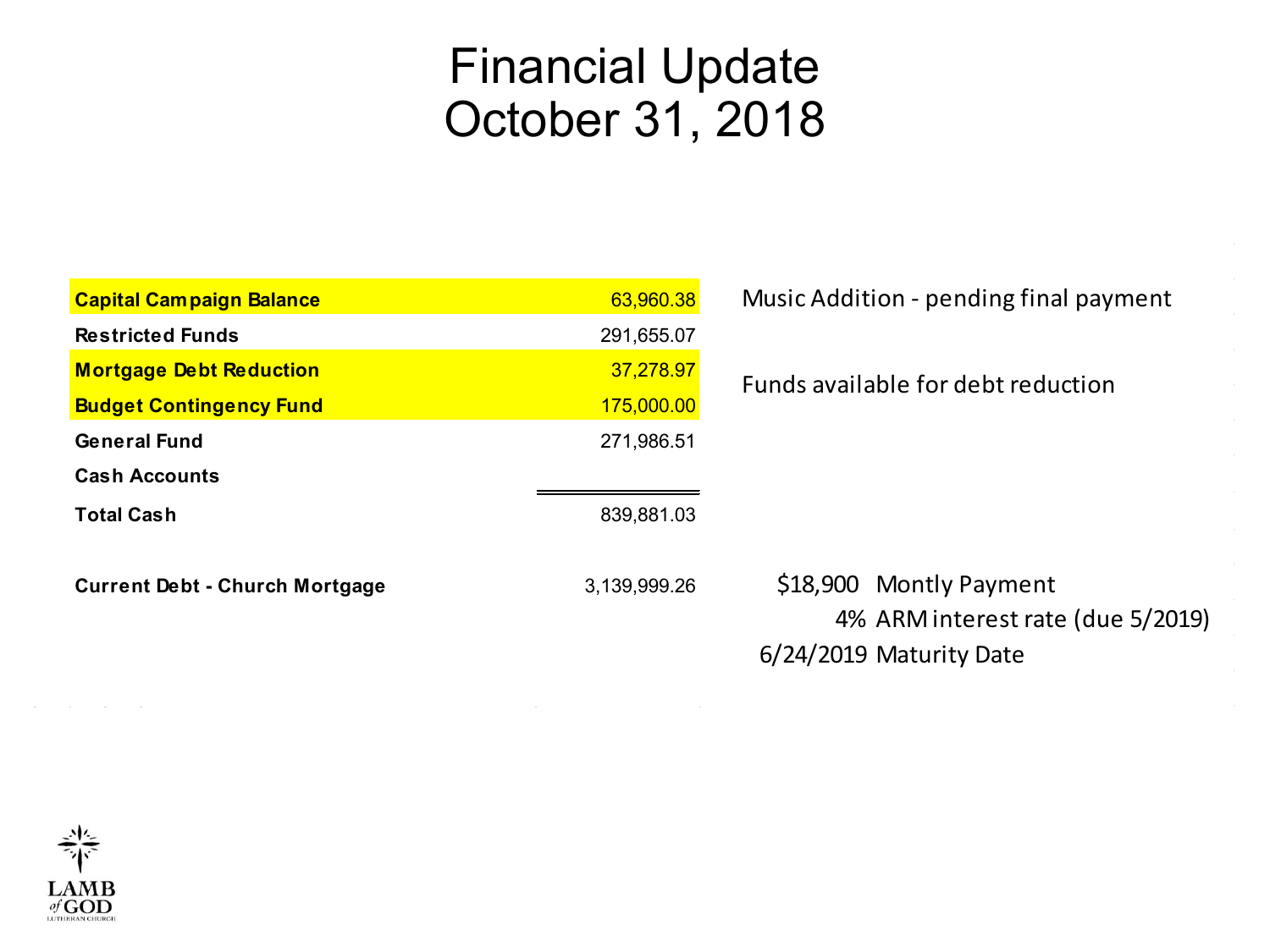# Financial Update
# October 31, 2018

| | | |
|---|---|---|
| **Capital Campaign Balance** | 63,960.38 | Music Addition - pending final payment |
| **Restricted Funds** | 291,655.07 | |
| **Mortgage Debt Reduction** | 37,278.97 | Funds available for debt reduction |
| **Budget Contingency Fund** | 175,000.00 | |
| **General Fund** | 271,986.51 | |
| **Cash Accounts** | | |
| **Total Cash** | 839,881.03 | |
| | | |
| **Current Debt - Church Mortgage** | 3,139,999.26 | $18,900 Montly Payment |
| | | 4% ARM interest rate (due 5/2019) |
| | | 6/24/2019 Maturity Date |

LAMB *of* GOD LUTHERAN CHURCH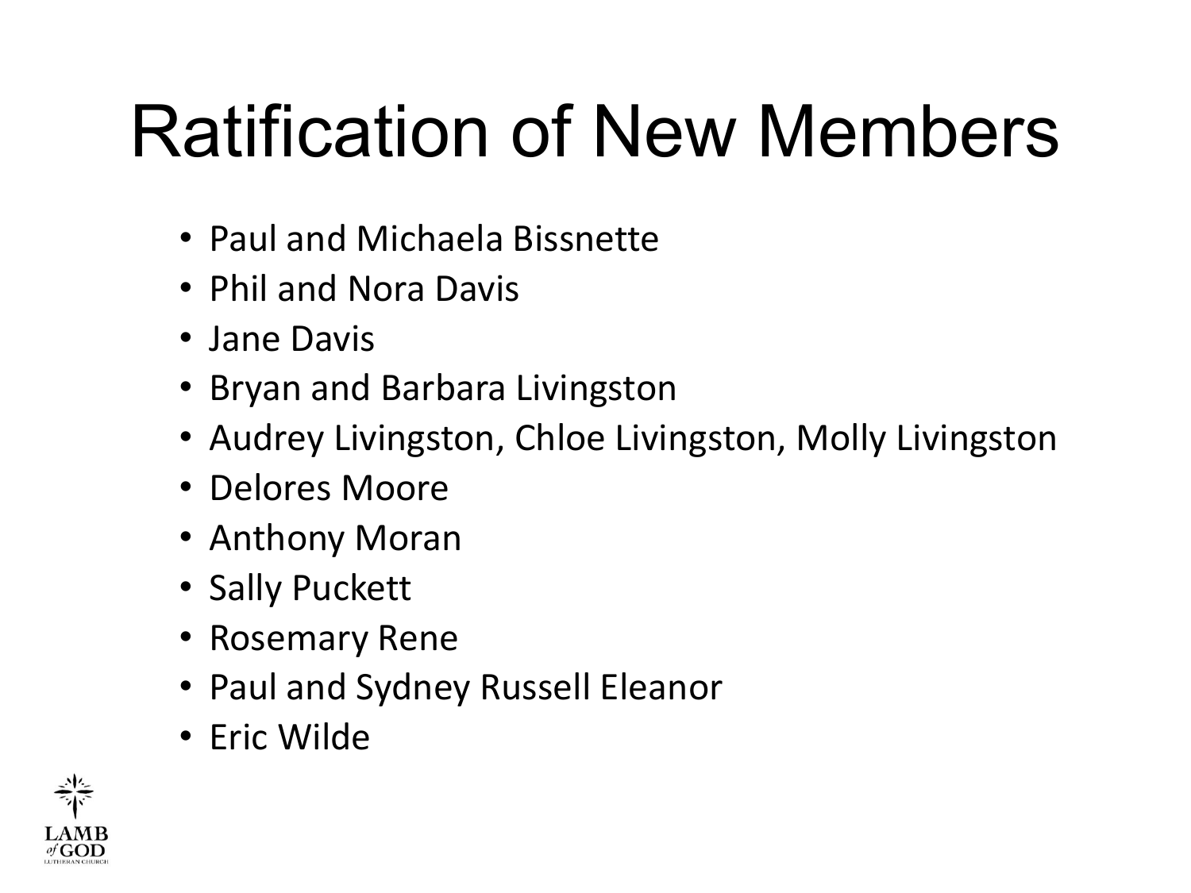# Ratification of New Members

- Paul and Michaela Bissnette
- Phil and Nora Davis
- Jane Davis
- Bryan and Barbara Livingston
- Audrey Livingston, Chloe Livingston, Molly Livingston
- Delores Moore
- Anthony Moran
- Sally Puckett
- Rosemary Rene
- Paul and Sydney Russell Eleanor
- Eric Wilde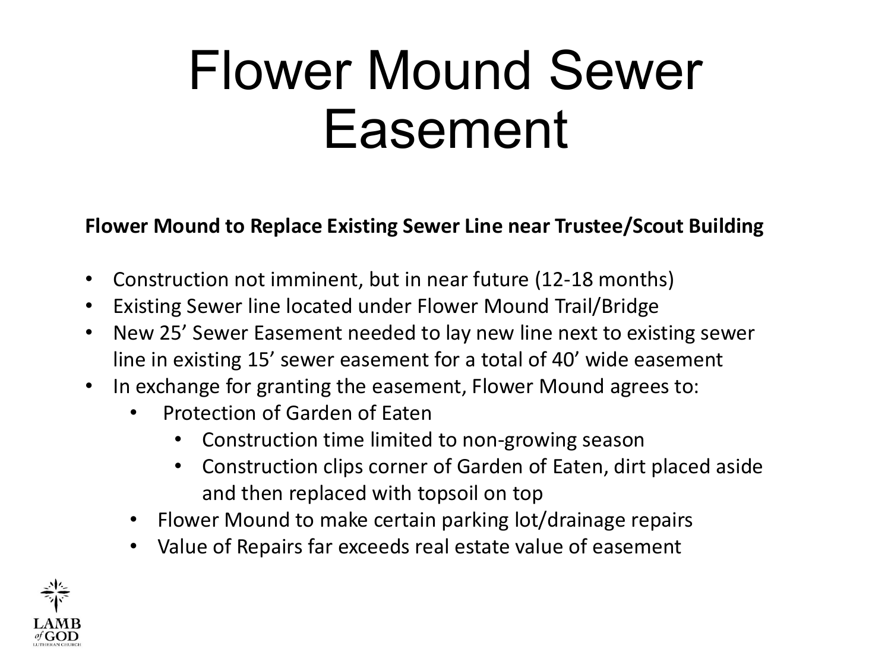# Flower Mound Sewer Easement

**Flower Mound to Replace Existing Sewer Line near Trustee/Scout Building**

- Construction not imminent, but in near future (12-18 months)
- Existing Sewer line located under Flower Mound Trail/Bridge
- New 25' Sewer Easement needed to lay new line next to existing sewer line in existing 15' sewer easement for a total of 40' wide easement
- In exchange for granting the easement, Flower Mound agrees to:
    - Protection of Garden of Eaten
        - Construction time limited to non-growing season
        - Construction clips corner of Garden of Eaten, dirt placed aside and then replaced with topsoil on top
    - Flower Mound to make certain parking lot/drainage repairs
    - Value of Repairs far exceeds real estate value of easement

LAMB of GOD LUTHERAN CHURCH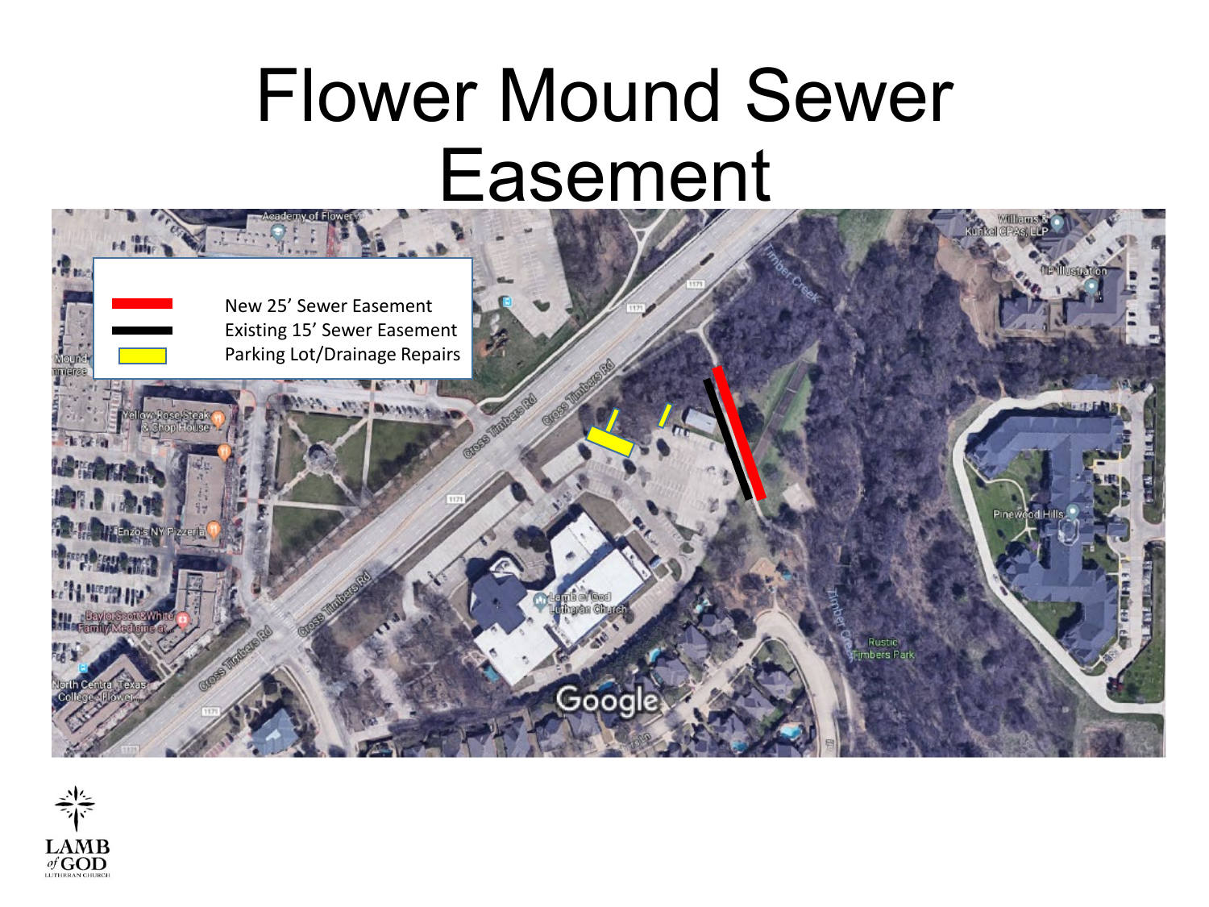# Flower Mound Sewer Easement

- New 25' Sewer Easement
- Existing 15' Sewer Easement
- Parking Lot/Drainage Repairs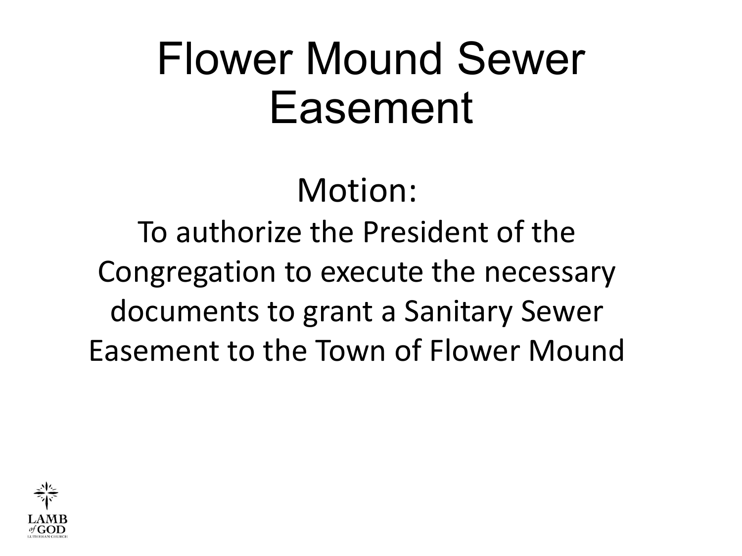# Flower Mound Sewer Easement

Motion:

To authorize the President of the Congregation to execute the necessary documents to grant a Sanitary Sewer Easement to the Town of Flower Mound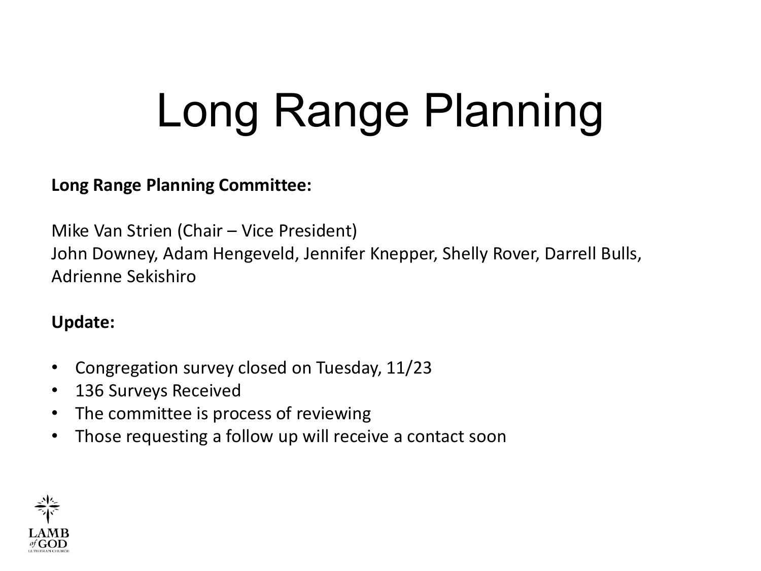# Long Range Planning

**Long Range Planning Committee:**

Mike Van Strien (Chair – Vice President)
John Downey, Adam Hengeveld, Jennifer Knepper, Shelly Rover, Darrell Bulls, Adrienne Sekishiro

**Update:**

- Congregation survey closed on Tuesday, 11/23
- 136 Surveys Received
- The committee is process of reviewing
- Those requesting a follow up will receive a contact soon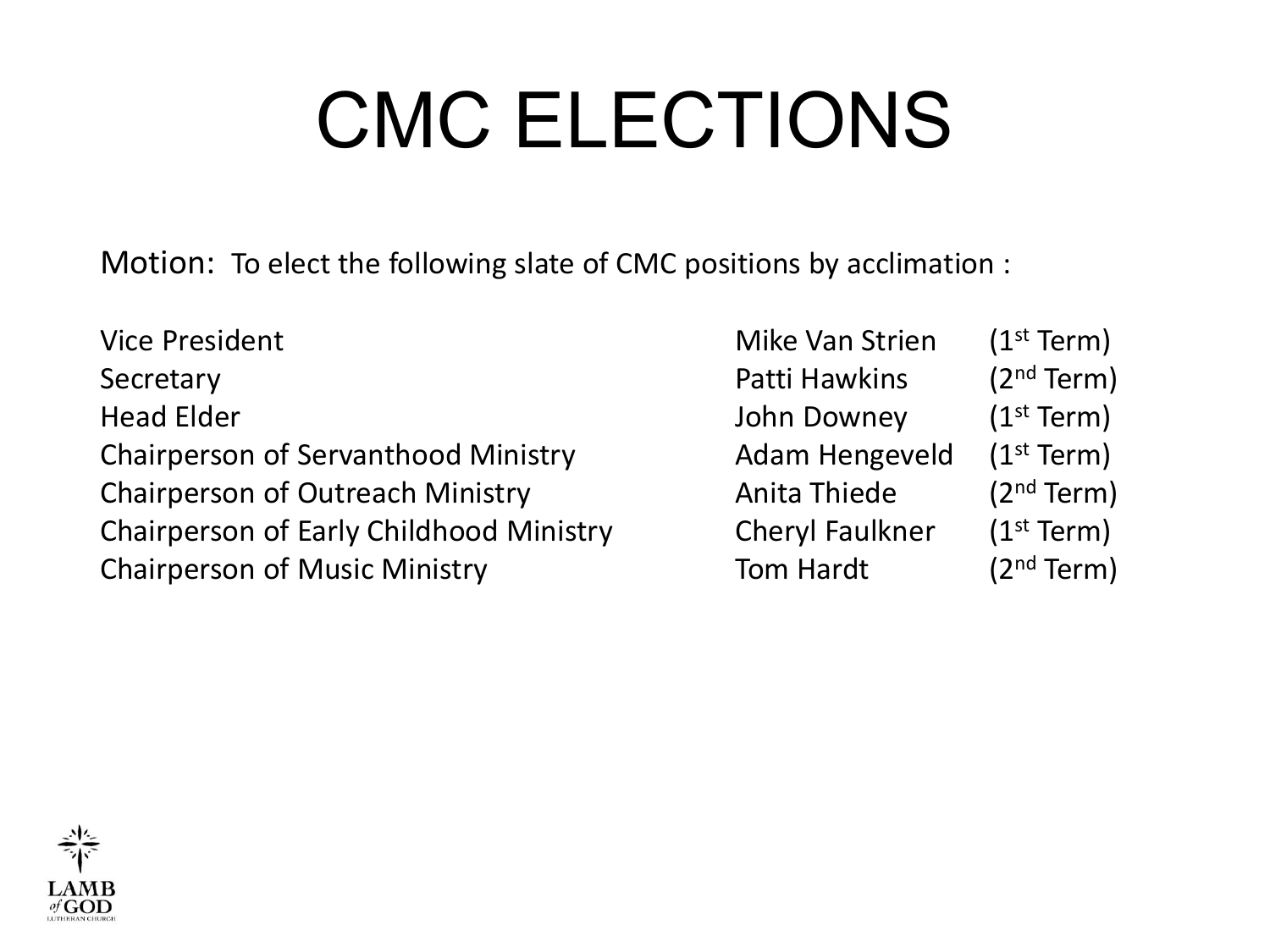# CMC ELECTIONS

Motion: To elect the following slate of CMC positions by acclimation :

| | | |
|---|---|---|
| Vice President | Mike Van Strien | (1st Term) |
| Secretary | Patti Hawkins | (2nd Term) |
| Head Elder | John Downey | (1st Term) |
| Chairperson of Servanthood Ministry | Adam Hengeveld | (1st Term) |
| Chairperson of Outreach Ministry | Anita Thiede | (2nd Term) |
| Chairperson of Early Childhood Ministry | Cheryl Faulkner | (1st Term) |
| Chairperson of Music Ministry | Tom Hardt | (2nd Term) |

LAMB of GOD LUTHERAN CHURCH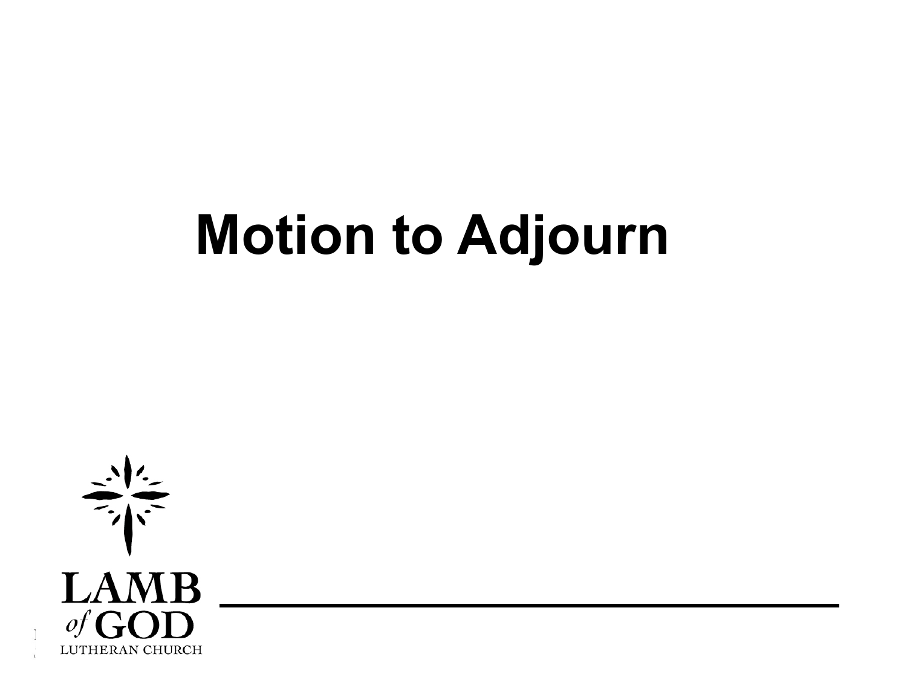# Motion to Adjourn

LAMB
of GOD
LUTHERAN CHURCH